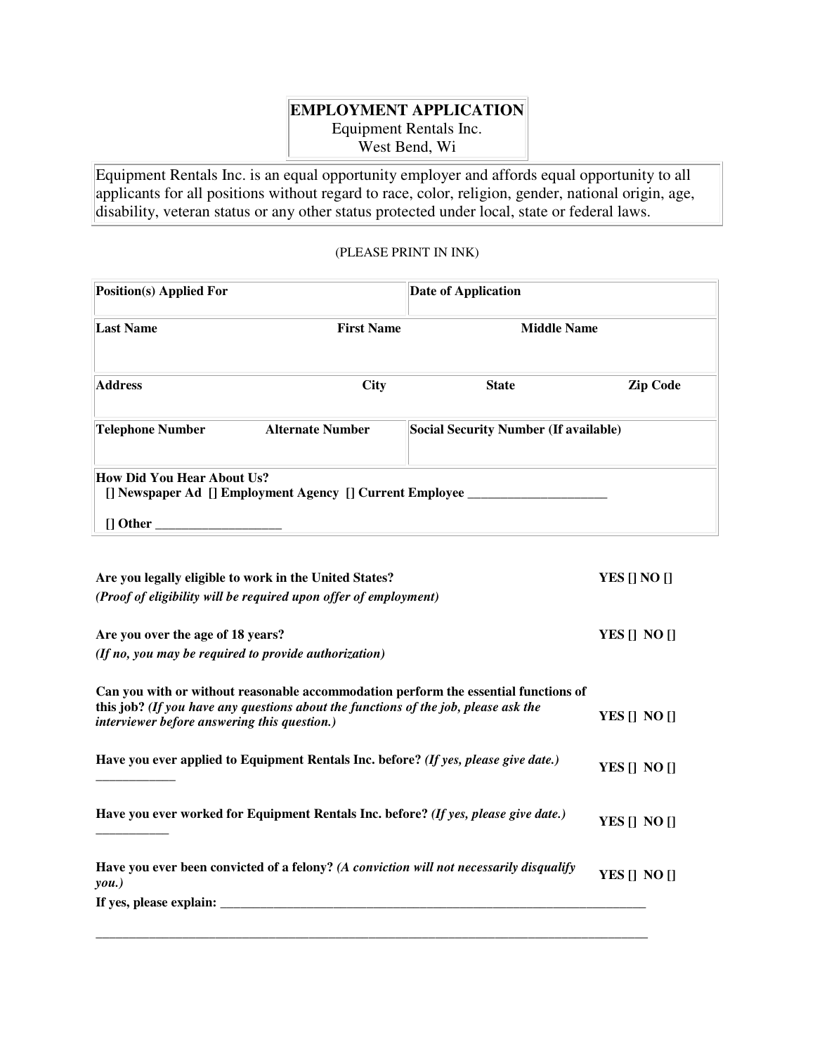# EMPLOYMENT APPLICATION

Equipment Rentals Inc.
West Bend, Wi

Equipment Rentals Inc. is an equal opportunity employer and affords equal opportunity to all applicants for all positions without regard to race, color, religion, gender, national origin, age, disability, veteran status or any other status protected under local, state or federal laws.

(PLEASE PRINT IN INK)

| | | | |
|---|---|---|---|
| **Position(s) Applied For** | | **Date of Application** | |
| **Last Name** | **First Name** | **Middle Name** | |
| **Address** | **City** | **State** | **Zip Code** |
| **Telephone Number** | **Alternate Number** | **Social Security Number (If available)** | |

**How Did You Hear About Us?**
**[] Newspaper Ad [] Employment Agency [] Current Employee ____________________**

**[] Other ___________________**

**Are you legally eligible to work in the United States?** **YES [] NO []**
***(Proof of eligibility will be required upon offer of employment)***

**Are you over the age of 18 years?** **YES [] NO []**
***(If no, you may be required to provide authorization)***

**Can you with or without reasonable accommodation perform the essential functions of this job?** ***(If you have any questions about the functions of the job, please ask the interviewer before answering this question.)*** **YES [] NO []**

**Have you ever applied to Equipment Rentals Inc. before?** ***(If yes, please give date.)*** **YES [] NO []**
____________

**Have you ever worked for Equipment Rentals Inc. before?** ***(If yes, please give date.)*** **YES [] NO []**
___________

**Have you ever been convicted of a felony?** ***(A conviction will not necessarily disqualify you.)*** **YES [] NO []**
**If yes, please explain:** ___________________________________________________________________

_________________________________________________________________________________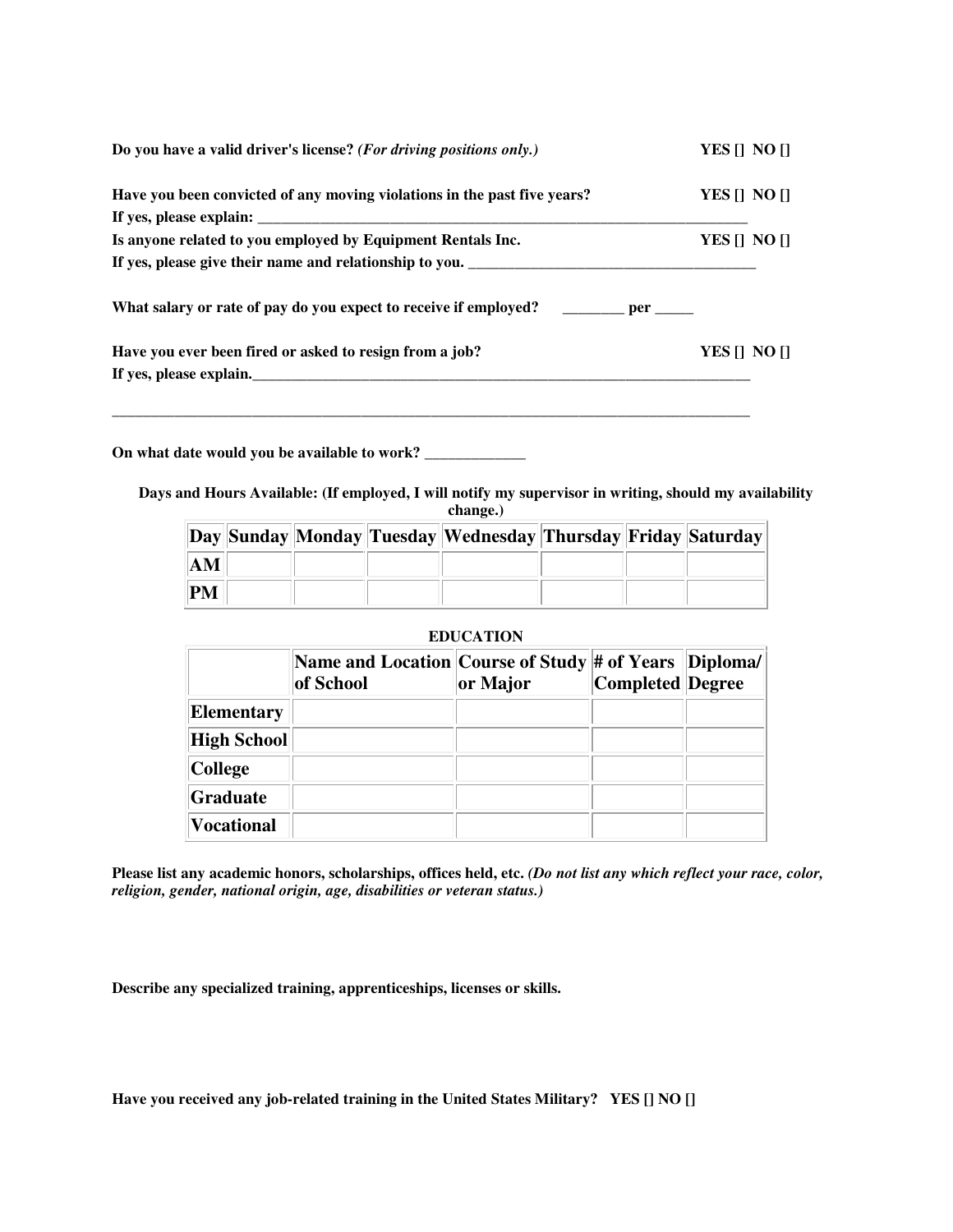**Do you have a valid driver's license?** ***(For driving positions only.)*** **YES [] NO []**

**Have you been convicted of any moving violations in the past five years?** **YES [] NO []**

**If yes, please explain: ___________________________________________________________________**

**Is anyone related to you employed by Equipment Rentals Inc.** **YES [] NO []**

**If yes, please give their name and relationship to you. ______________________________________**

**What salary or rate of pay do you expect to receive if employed? ________ per _____**

**Have you ever been fired or asked to resign from a job?** **YES [] NO []**

**If yes, please explain.____________________________________________________________________**

**_________________________________________________________________________________________**

**On what date would you be available to work? _____________**

**Days and Hours Available: (If employed, I will notify my supervisor in writing, should my availability change.)**

| Day | Sunday | Monday | Tuesday | Wednesday | Thursday | Friday | Saturday |
|---|---|---|---|---|---|---|---|
| AM | | | | | | | |
| PM | | | | | | | |

**EDUCATION**

| | Name and Location of School | Course of Study or Major | # of Years Completed | Diploma/ Degree |
|---|---|---|---|---|
| Elementary | | | | |
| High School | | | | |
| College | | | | |
| Graduate | | | | |
| Vocational | | | | |

**Please list any academic honors, scholarships, offices held, etc.** ***(Do not list any which reflect your race, color, religion, gender, national origin, age, disabilities or veteran status.)***

**Describe any specialized training, apprenticeships, licenses or skills.**

**Have you received any job-related training in the United States Military? YES [] NO []**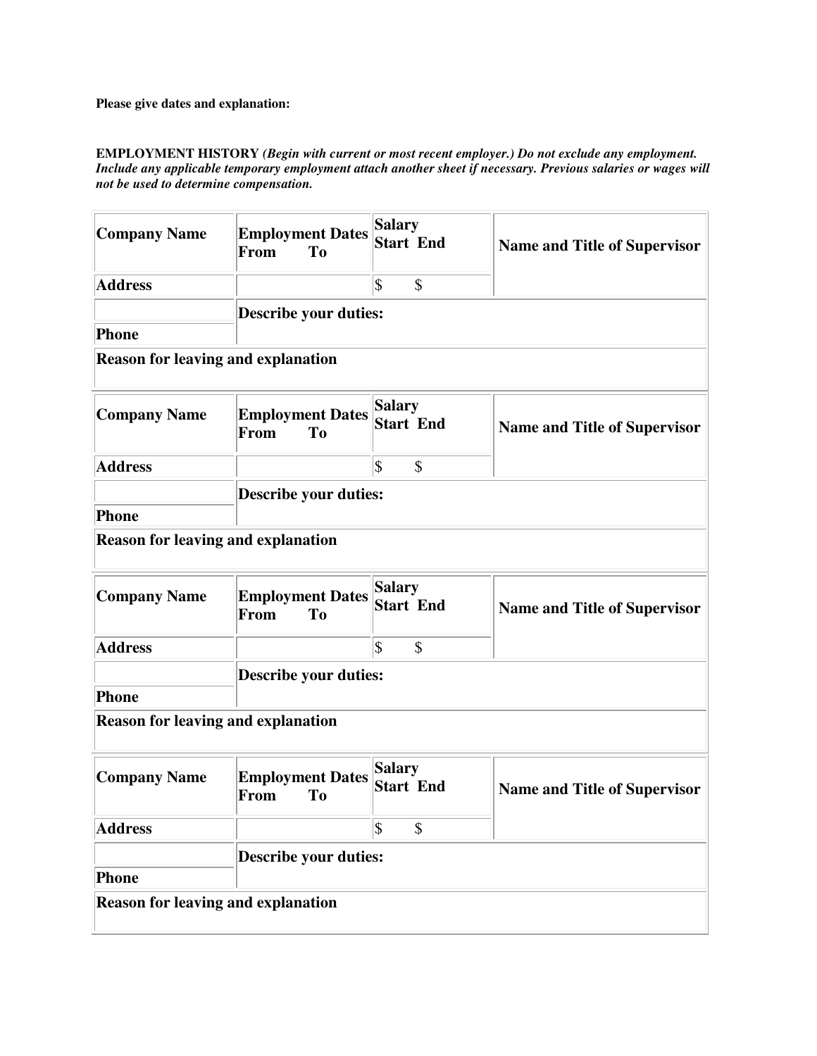**Please give dates and explanation:**

**EMPLOYMENT HISTORY** ***(Begin with current or most recent employer.) Do not exclude any employment. Include any applicable temporary employment attach another sheet if necessary. Previous salaries or wages will not be used to determine compensation.***

| | | | |
|---|---|---|---|
| **Company Name** | **Employment Dates From To** | **Salary Start End** | **Name and Title of Supervisor** |
| **Address** | | $ $ | |
| | **Describe your duties:** | | |
| **Phone** | | | |
| **Reason for leaving and explanation** | | | |

| | | | |
|---|---|---|---|
| **Company Name** | **Employment Dates From To** | **Salary Start End** | **Name and Title of Supervisor** |
| **Address** | | $ $ | |
| | **Describe your duties:** | | |
| **Phone** | | | |
| **Reason for leaving and explanation** | | | |

| | | | |
|---|---|---|---|
| **Company Name** | **Employment Dates From To** | **Salary Start End** | **Name and Title of Supervisor** |
| **Address** | | $ $ | |
| | **Describe your duties:** | | |
| **Phone** | | | |
| **Reason for leaving and explanation** | | | |

| | | | |
|---|---|---|---|
| **Company Name** | **Employment Dates From To** | **Salary Start End** | **Name and Title of Supervisor** |
| **Address** | | $ $ | |
| | **Describe your duties:** | | |
| **Phone** | | | |
| **Reason for leaving and explanation** | | | |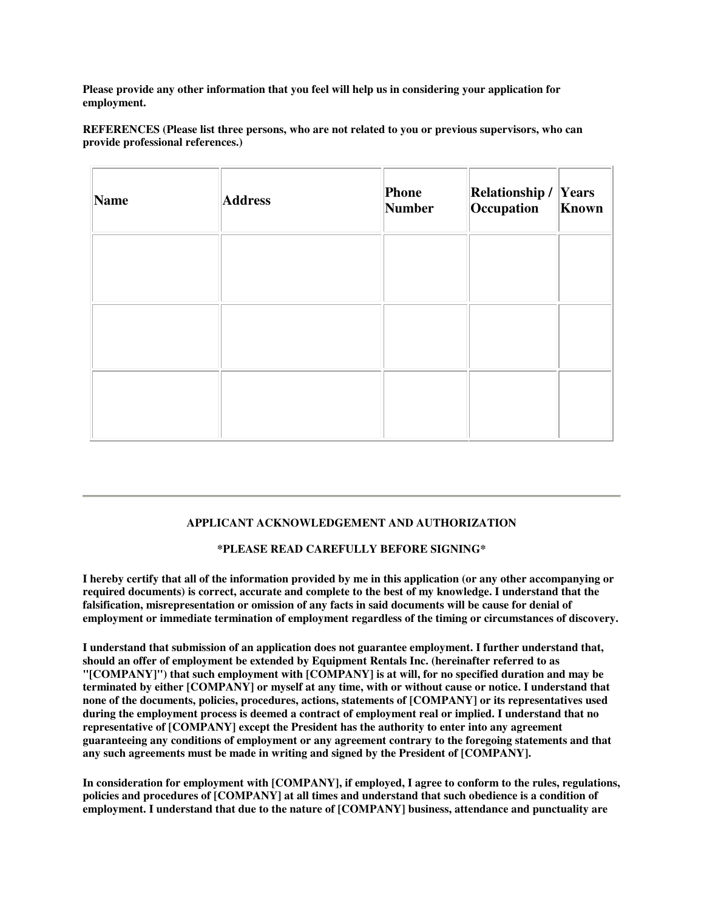**Please provide any other information that you feel will help us in considering your application for employment.**

**REFERENCES (Please list three persons, who are not related to you or previous supervisors, who can provide professional references.)**

| Name | Address | Phone Number | Relationship / Occupation | Years Known |
|---|---|---|---|---|
| | | | | |
| | | | | |
| | | | | |

---

### APPLICANT ACKNOWLEDGEMENT AND AUTHORIZATION

**\*PLEASE READ CAREFULLY BEFORE SIGNING\***

**I hereby certify that all of the information provided by me in this application (or any other accompanying or required documents) is correct, accurate and complete to the best of my knowledge. I understand that the falsification, misrepresentation or omission of any facts in said documents will be cause for denial of employment or immediate termination of employment regardless of the timing or circumstances of discovery.**

**I understand that submission of an application does not guarantee employment. I further understand that, should an offer of employment be extended by Equipment Rentals Inc. (hereinafter referred to as "[COMPANY]") that such employment with [COMPANY] is at will, for no specified duration and may be terminated by either [COMPANY] or myself at any time, with or without cause or notice. I understand that none of the documents, policies, procedures, actions, statements of [COMPANY] or its representatives used during the employment process is deemed a contract of employment real or implied. I understand that no representative of [COMPANY] except the President has the authority to enter into any agreement guaranteeing any conditions of employment or any agreement contrary to the foregoing statements and that any such agreements must be made in writing and signed by the President of [COMPANY].**

**In consideration for employment with [COMPANY], if employed, I agree to conform to the rules, regulations, policies and procedures of [COMPANY] at all times and understand that such obedience is a condition of employment. I understand that due to the nature of [COMPANY] business, attendance and punctuality are**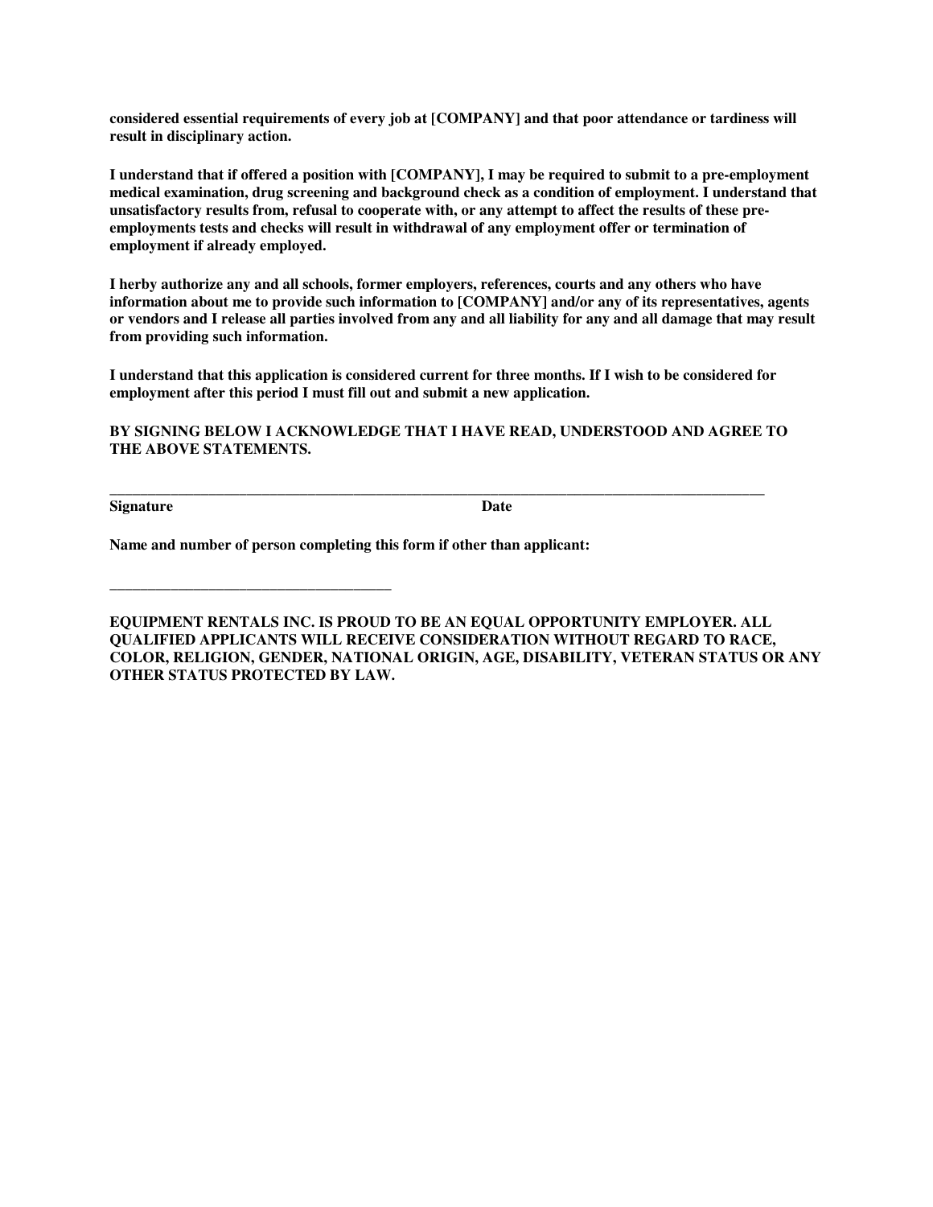**considered essential requirements of every job at [COMPANY] and that poor attendance or tardiness will result in disciplinary action.**

**I understand that if offered a position with [COMPANY], I may be required to submit to a pre-employment medical examination, drug screening and background check as a condition of employment. I understand that unsatisfactory results from, refusal to cooperate with, or any attempt to affect the results of these pre-employments tests and checks will result in withdrawal of any employment offer or termination of employment if already employed.**

**I herby authorize any and all schools, former employers, references, courts and any others who have information about me to provide such information to [COMPANY] and/or any of its representatives, agents or vendors and I release all parties involved from any and all liability for any and all damage that may result from providing such information.**

**I understand that this application is considered current for three months. If I wish to be considered for employment after this period I must fill out and submit a new application.**

**BY SIGNING BELOW I ACKNOWLEDGE THAT I HAVE READ, UNDERSTOOD AND AGREE TO THE ABOVE STATEMENTS.**

\_\_\_\_\_\_\_\_\_\_\_\_\_\_\_\_\_\_\_\_\_\_\_\_\_\_\_\_\_\_\_\_\_\_\_\_\_\_\_\_\_\_\_\_\_\_\_\_\_\_\_\_\_\_\_\_\_\_\_\_\_\_\_\_\_\_\_\_\_\_\_\_\_\_\_\_

**Signature** **Date**

**Name and number of person completing this form if other than applicant:**

\_\_\_\_\_\_\_\_\_\_\_\_\_\_\_\_\_\_\_\_\_\_\_\_\_\_\_\_\_\_\_\_\_\_\_\_

**EQUIPMENT RENTALS INC. IS PROUD TO BE AN EQUAL OPPORTUNITY EMPLOYER. ALL QUALIFIED APPLICANTS WILL RECEIVE CONSIDERATION WITHOUT REGARD TO RACE, COLOR, RELIGION, GENDER, NATIONAL ORIGIN, AGE, DISABILITY, VETERAN STATUS OR ANY OTHER STATUS PROTECTED BY LAW.**